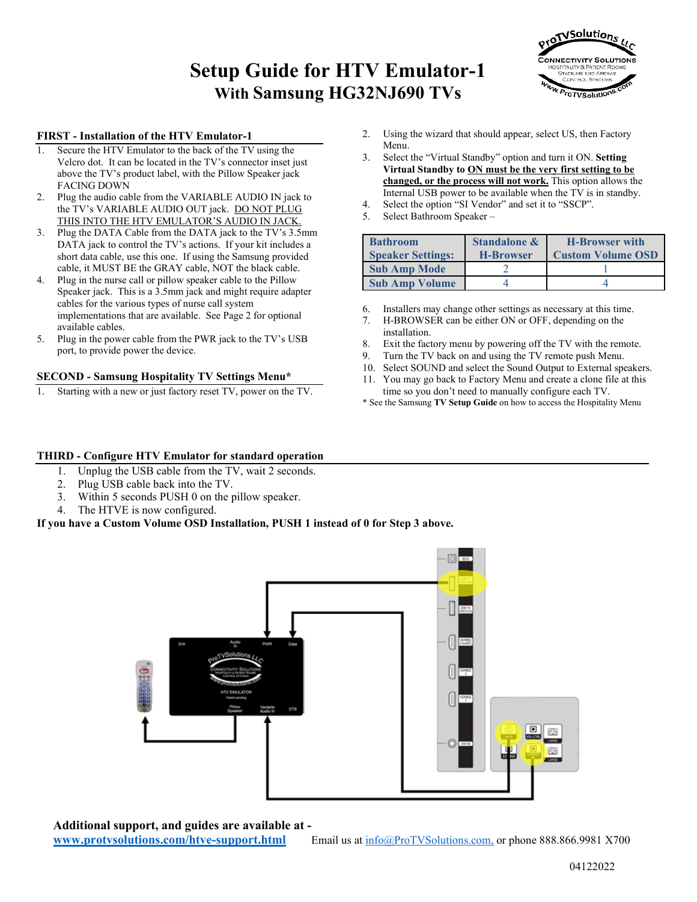# Setup Guide for HTV Emulator-1

## With Samsung HG32NJ690 TVs

### FIRST - Installation of the HTV Emulator-1

1. Secure the HTV Emulator to the back of the TV using the Velcro dot. It can be located in the TV's connector inset just above the TV's product label, with the Pillow Speaker jack FACING DOWN
2. Plug the audio cable from the VARIABLE AUDIO IN jack to the TV's VARIABLE AUDIO OUT jack. DO NOT PLUG THIS INTO THE HTV EMULATOR'S AUDIO IN JACK.
3. Plug the DATA Cable from the DATA jack to the TV's 3.5mm DATA jack to control the TV's actions. If your kit includes a short data cable, use this one. If using the Samsung provided cable, it MUST BE the GRAY cable, NOT the black cable.
4. Plug in the nurse call or pillow speaker cable to the Pillow Speaker jack. This is a 3.5mm jack and might require adapter cables for the various types of nurse call system implementations that are available. See Page 2 for optional available cables.
5. Plug in the power cable from the PWR jack to the TV's USB port, to provide power the device.

### SECOND - Samsung Hospitality TV Settings Menu*

1. Starting with a new or just factory reset TV, power on the TV.
2. Using the wizard that should appear, select US, then Factory Menu.
3. Select the "Virtual Standby" option and turn it ON. **Setting Virtual Standby to ON must be the very first setting to be changed, or the process will not work.** This option allows the Internal USB power to be available when the TV is in standby.
4. Select the option "SI Vendor" and set it to "SSCP".
5. Select Bathroom Speaker –

| Bathroom Speaker Settings: | Standalone & H-Browser | H-Browser with Custom Volume OSD |
|---|---|---|
| Sub Amp Mode | 2 | 1 |
| Sub Amp Volume | 4 | 4 |

6. Installers may change other settings as necessary at this time.
7. H-BROWSER can be either ON or OFF, depending on the installation.
8. Exit the factory menu by powering off the TV with the remote.
9. Turn the TV back on and using the TV remote push Menu.
10. Select SOUND and select the Sound Output to External speakers.
11. You may go back to Factory Menu and create a clone file at this time so you don't need to manually configure each TV.

\* See the Samsung **TV Setup Guide** on how to access the Hospitality Menu

### THIRD - Configure HTV Emulator for standard operation

1. Unplug the USB cable from the TV, wait 2 seconds.
2. Plug USB cable back into the TV.
3. Within 5 seconds PUSH 0 on the pillow speaker.
4. The HTVE is now configured.

**If you have a Custom Volume OSD Installation, PUSH 1 instead of 0 for Step 3 above.**

**Additional support, and guides are available at -**
**www.protvsolutions.com/htve-support.html** Email us at info@ProTVSolutions.com, or phone 888.866.9981 X700

04122022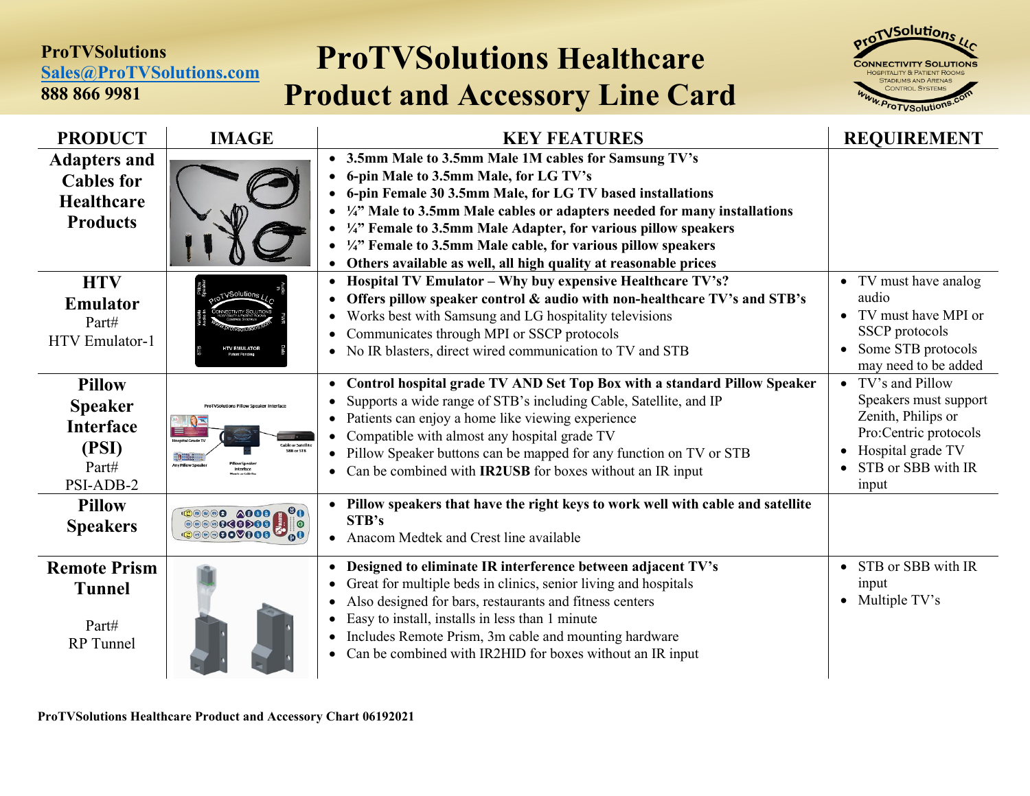ProTVSolutions
Sales@ProTVSolutions.com
888 866 9981

# ProTVSolutions Healthcare Product and Accessory Line Card

| PRODUCT | IMAGE | KEY FEATURES | REQUIREMENT |
|---|---|---|---|
| **Adapters and Cables for Healthcare Products** | | • **3.5mm Male to 3.5mm Male 1M cables for Samsung TV's**<br>• **6-pin Male to 3.5mm Male, for LG TV's**<br>• **6-pin Female 30 3.5mm Male, for LG TV based installations**<br>• **¼" Male to 3.5mm Male cables or adapters needed for many installations**<br>• **¼" Female to 3.5mm Male Adapter, for various pillow speakers**<br>• **¼" Female to 3.5mm Male cable, for various pillow speakers**<br>• **Others available as well, all high quality at reasonable prices** | |
| **HTV Emulator**<br>Part#<br>HTV Emulator-1 | | • **Hospital TV Emulator – Why buy expensive Healthcare TV's?**<br>• **Offers pillow speaker control & audio with non-healthcare TV's and STB's**<br>• Works best with Samsung and LG hospitality televisions<br>• Communicates through MPI or SSCP protocols<br>• No IR blasters, direct wired communication to TV and STB | • TV must have analog audio<br>• TV must have MPI or SSCP protocols<br>• Some STB protocols may need to be added |
| **Pillow Speaker Interface (PSI)**<br>Part#<br>PSI-ADB-2 | | • **Control hospital grade TV AND Set Top Box with a standard Pillow Speaker**<br>• Supports a wide range of STB's including Cable, Satellite, and IP<br>• Patients can enjoy a home like viewing experience<br>• Compatible with almost any hospital grade TV<br>• Pillow Speaker buttons can be mapped for any function on TV or STB<br>• Can be combined with **IR2USB** for boxes without an IR input | • TV's and Pillow Speakers must support Zenith, Philips or Pro:Centric protocols<br>• Hospital grade TV<br>• STB or SBB with IR input |
| **Pillow Speakers** | | • **Pillow speakers that have the right keys to work well with cable and satellite STB's**<br>• Anacom Medtek and Crest line available | |
| **Remote Prism Tunnel**<br>Part#<br>RP Tunnel | | • **Designed to eliminate IR interference between adjacent TV's**<br>• Great for multiple beds in clinics, senior living and hospitals<br>• Also designed for bars, restaurants and fitness centers<br>• Easy to install, installs in less than 1 minute<br>• Includes Remote Prism, 3m cable and mounting hardware<br>• Can be combined with IR2HID for boxes without an IR input | • STB or SBB with IR input<br>• Multiple TV's |

**ProTVSolutions Healthcare Product and Accessory Chart 06192021**